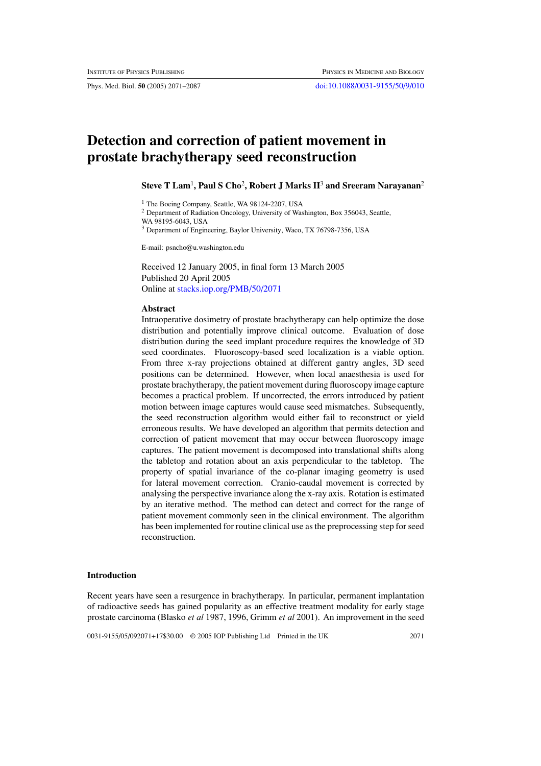# Detection and correction of patient movement in prostate brachytherapy seed reconstruction

**Steve T Lam[1], Paul S Cho[2], Robert J Marks II[3] and Sreeram Narayanan[2]**

[1] The Boeing Company, Seattle, WA 98124-2207, USA
[2] Department of Radiation Oncology, University of Washington, Box 356043, Seattle, WA 98195-6043, USA
[3] Department of Engineering, Baylor University, Waco, TX 76798-7356, USA

E-mail: psncho@u.washington.edu

Received 12 January 2005, in final form 13 March 2005
Published 20 April 2005
Online at stacks.iop.org/PMB/50/2071

## Abstract

Intraoperative dosimetry of prostate brachytherapy can help optimize the dose distribution and potentially improve clinical outcome. Evaluation of dose distribution during the seed implant procedure requires the knowledge of 3D seed coordinates. Fluoroscopy-based seed localization is a viable option. From three x-ray projections obtained at different gantry angles, 3D seed positions can be determined. However, when local anaesthesia is used for prostate brachytherapy, the patient movement during fluoroscopy image capture becomes a practical problem. If uncorrected, the errors introduced by patient motion between image captures would cause seed mismatches. Subsequently, the seed reconstruction algorithm would either fail to reconstruct or yield erroneous results. We have developed an algorithm that permits detection and correction of patient movement that may occur between fluoroscopy image captures. The patient movement is decomposed into translational shifts along the tabletop and rotation about an axis perpendicular to the tabletop. The property of spatial invariance of the co-planar imaging geometry is used for lateral movement correction. Cranio-caudal movement is corrected by analysing the perspective invariance along the x-ray axis. Rotation is estimated by an iterative method. The method can detect and correct for the range of patient movement commonly seen in the clinical environment. The algorithm has been implemented for routine clinical use as the preprocessing step for seed reconstruction.

## Introduction

Recent years have seen a resurgence in brachytherapy. In particular, permanent implantation of radioactive seeds has gained popularity as an effective treatment modality for early stage prostate carcinoma (Blasko *et al* 1987, 1996, Grimm *et al* 2001). An improvement in the seed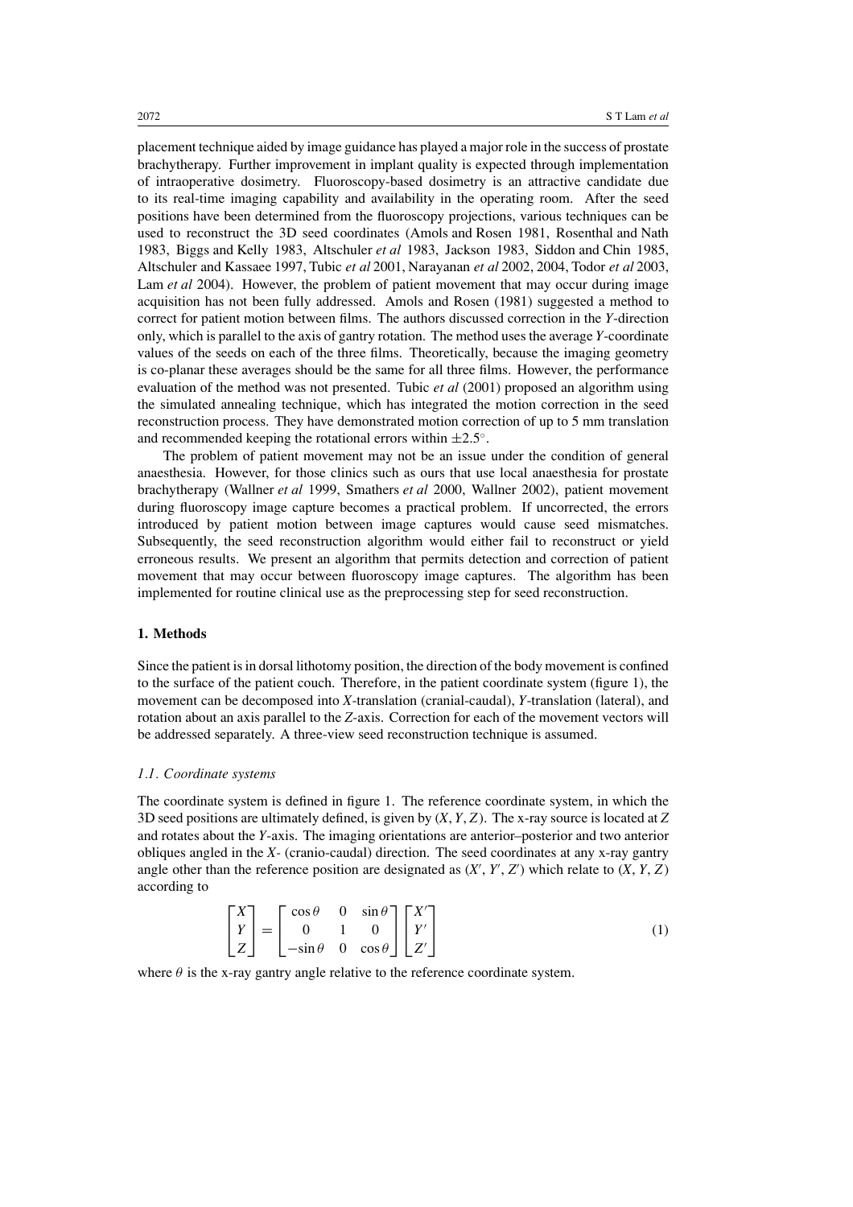placement technique aided by image guidance has played a major role in the success of prostate brachytherapy. Further improvement in implant quality is expected through implementation of intraoperative dosimetry. Fluoroscopy-based dosimetry is an attractive candidate due to its real-time imaging capability and availability in the operating room. After the seed positions have been determined from the fluoroscopy projections, various techniques can be used to reconstruct the 3D seed coordinates (Amols and Rosen 1981, Rosenthal and Nath 1983, Biggs and Kelly 1983, Altschuler *et al* 1983, Jackson 1983, Siddon and Chin 1985, Altschuler and Kassaee 1997, Tubic *et al* 2001, Narayanan *et al* 2002, 2004, Todor *et al* 2003, Lam *et al* 2004). However, the problem of patient movement that may occur during image acquisition has not been fully addressed. Amols and Rosen (1981) suggested a method to correct for patient motion between films. The authors discussed correction in the *Y*-direction only, which is parallel to the axis of gantry rotation. The method uses the average *Y*-coordinate values of the seeds on each of the three films. Theoretically, because the imaging geometry is co-planar these averages should be the same for all three films. However, the performance evaluation of the method was not presented. Tubic *et al* (2001) proposed an algorithm using the simulated annealing technique, which has integrated the motion correction in the seed reconstruction process. They have demonstrated motion correction of up to 5 mm translation and recommended keeping the rotational errors within $\pm 2.5^{\circ}$.

The problem of patient movement may not be an issue under the condition of general anaesthesia. However, for those clinics such as ours that use local anaesthesia for prostate brachytherapy (Wallner *et al* 1999, Smathers *et al* 2000, Wallner 2002), patient movement during fluoroscopy image capture becomes a practical problem. If uncorrected, the errors introduced by patient motion between image captures would cause seed mismatches. Subsequently, the seed reconstruction algorithm would either fail to reconstruct or yield erroneous results. We present an algorithm that permits detection and correction of patient movement that may occur between fluoroscopy image captures. The algorithm has been implemented for routine clinical use as the preprocessing step for seed reconstruction.

## 1. Methods

Since the patient is in dorsal lithotomy position, the direction of the body movement is confined to the surface of the patient couch. Therefore, in the patient coordinate system (figure 1), the movement can be decomposed into *X*-translation (cranial-caudal), *Y*-translation (lateral), and rotation about an axis parallel to the *Z*-axis. Correction for each of the movement vectors will be addressed separately. A three-view seed reconstruction technique is assumed.

### *1.1. Coordinate systems*

The coordinate system is defined in figure 1. The reference coordinate system, in which the 3D seed positions are ultimately defined, is given by $(X, Y, Z)$. The x-ray source is located at *Z* and rotates about the *Y*-axis. The imaging orientations are anterior–posterior and two anterior obliques angled in the *X*- (cranio-caudal) direction. The seed coordinates at any x-ray gantry angle other than the reference position are designated as $(X', Y', Z')$ which relate to $(X, Y, Z)$ according to

$$\begin{bmatrix} X \\ Y \\ Z \end{bmatrix} = \begin{bmatrix} \cos\theta & 0 & \sin\theta \\ 0 & 1 & 0 \\ -\sin\theta & 0 & \cos\theta \end{bmatrix} \begin{bmatrix} X' \\ Y' \\ Z' \end{bmatrix} \tag{1}$$

where $\theta$ is the x-ray gantry angle relative to the reference coordinate system.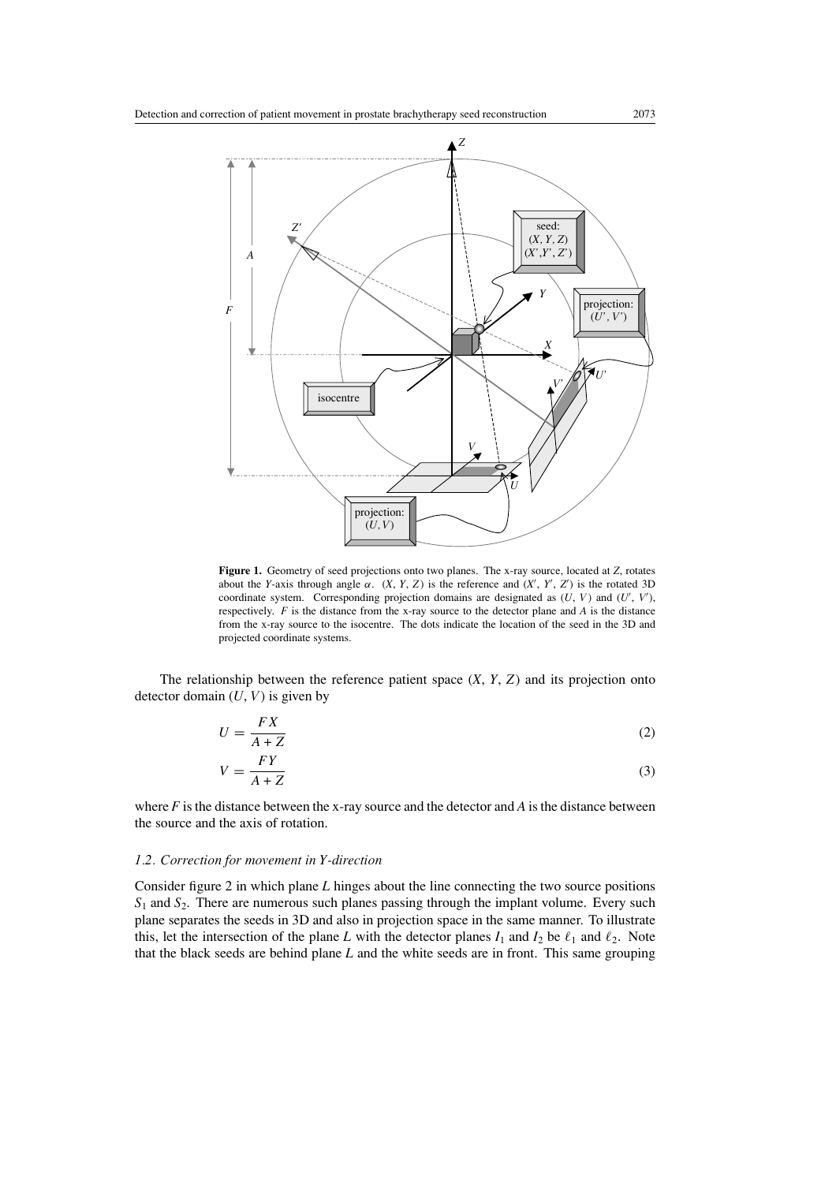**Figure 1.** Geometry of seed projections onto two planes. The x-ray source, located at $Z$, rotates about the $Y$-axis through angle $\alpha$. $(X, Y, Z)$ is the reference and $(X', Y', Z')$ is the rotated 3D coordinate system. Corresponding projection domains are designated as $(U, V)$ and $(U', V')$, respectively. $F$ is the distance from the x-ray source to the detector plane and $A$ is the distance from the x-ray source to the isocentre. The dots indicate the location of the seed in the 3D and projected coordinate systems.

The relationship between the reference patient space $(X, Y, Z)$ and its projection onto detector domain $(U, V)$ is given by

$$U = \frac{FX}{A + Z} \tag{2}$$

$$V = \frac{FY}{A + Z} \tag{3}$$

where $F$ is the distance between the x-ray source and the detector and $A$ is the distance between the source and the axis of rotation.

### *1.2. Correction for movement in Y-direction*

Consider figure 2 in which plane $L$ hinges about the line connecting the two source positions $S_1$ and $S_2$. There are numerous such planes passing through the implant volume. Every such plane separates the seeds in 3D and also in projection space in the same manner. To illustrate this, let the intersection of the plane $L$ with the detector planes $I_1$ and $I_2$ be $\ell_1$ and $\ell_2$. Note that the black seeds are behind plane $L$ and the white seeds are in front. This same grouping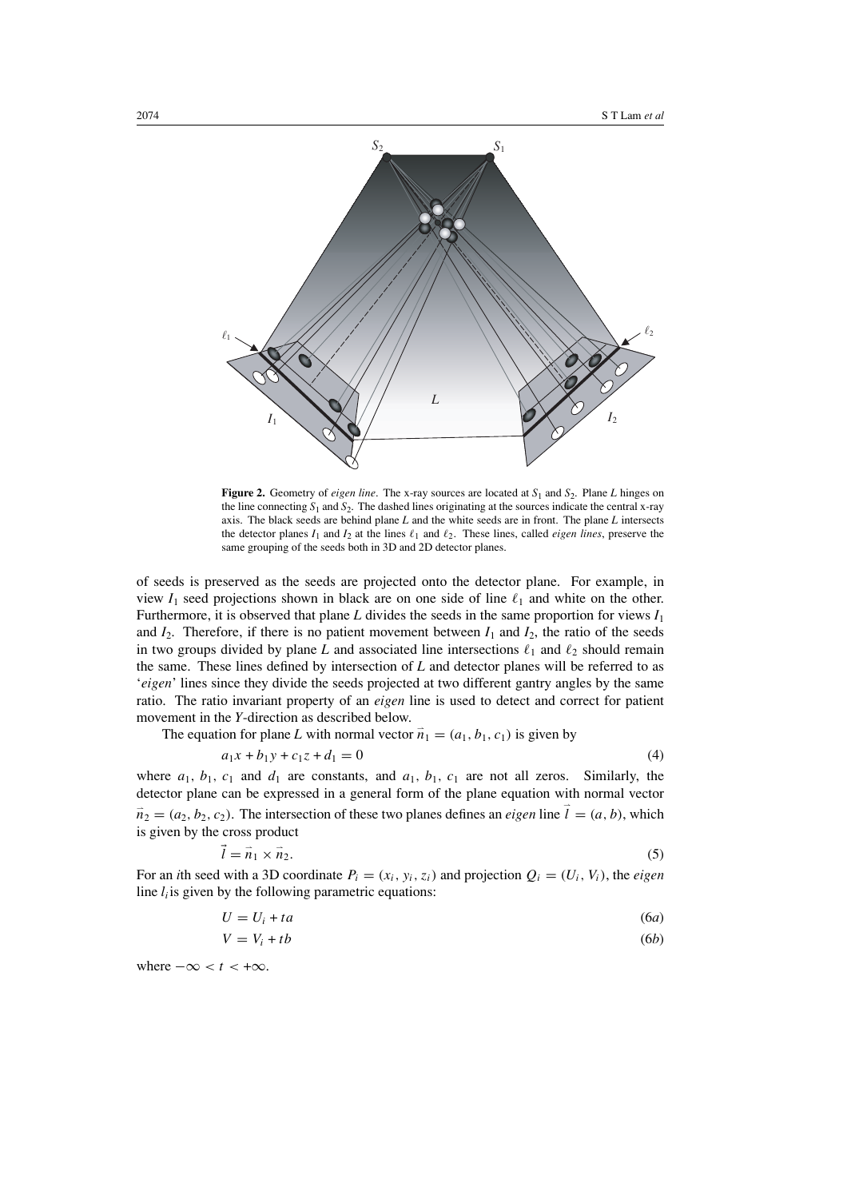**Figure 2.** Geometry of *eigen line*. The x-ray sources are located at $S_1$ and $S_2$. Plane $L$ hinges on the line connecting $S_1$ and $S_2$. The dashed lines originating at the sources indicate the central x-ray axis. The black seeds are behind plane $L$ and the white seeds are in front. The plane $L$ intersects the detector planes $I_1$ and $I_2$ at the lines $\ell_1$ and $\ell_2$. These lines, called *eigen lines*, preserve the same grouping of the seeds both in 3D and 2D detector planes.

of seeds is preserved as the seeds are projected onto the detector plane. For example, in view $I_1$ seed projections shown in black are on one side of line $\ell_1$ and white on the other. Furthermore, it is observed that plane $L$ divides the seeds in the same proportion for views $I_1$ and $I_2$. Therefore, if there is no patient movement between $I_1$ and $I_2$, the ratio of the seeds in two groups divided by plane $L$ and associated line intersections $\ell_1$ and $\ell_2$ should remain the same. These lines defined by intersection of $L$ and detector planes will be referred to as '*eigen*' lines since they divide the seeds projected at two different gantry angles by the same ratio. The ratio invariant property of an *eigen* line is used to detect and correct for patient movement in the $Y$-direction as described below.

The equation for plane $L$ with normal vector $\vec{n}_1 = (a_1, b_1, c_1)$ is given by

$$a_1 x + b_1 y + c_1 z + d_1 = 0 \tag{4}$$

where $a_1$, $b_1$, $c_1$ and $d_1$ are constants, and $a_1$, $b_1$, $c_1$ are not all zeros. Similarly, the detector plane can be expressed in a general form of the plane equation with normal vector $\vec{n}_2 = (a_2, b_2, c_2)$. The intersection of these two planes defines an *eigen* line $\vec{l} = (a, b)$, which is given by the cross product

$$\vec{l} = \vec{n}_1 \times \vec{n}_2. \tag{5}$$

For an $i$th seed with a 3D coordinate $P_i = (x_i, y_i, z_i)$ and projection $Q_i = (U_i, V_i)$, the *eigen* line $l_i$ is given by the following parametric equations:

$$U = U_i + ta \tag{6a}$$

$$V = V_i + tb \tag{6b}$$

where $-\infty < t < +\infty$.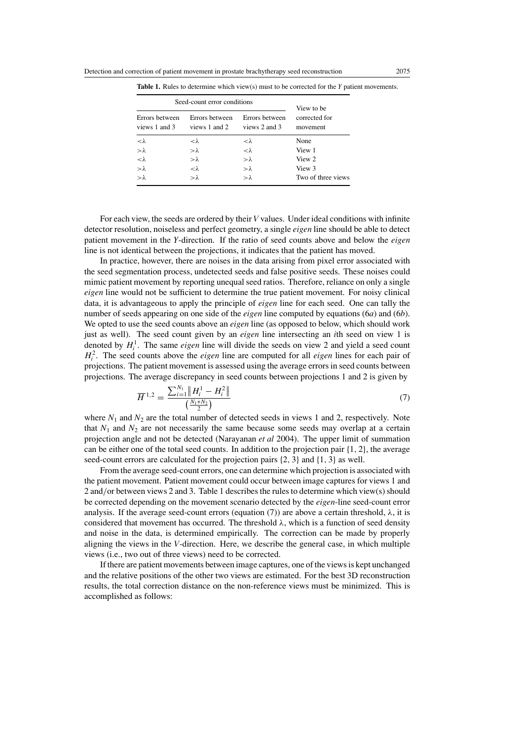**Table 1.** Rules to determine which view(s) must to be corrected for the *Y* patient movements.

| Seed-count error conditions | | | View to be corrected for movement |
|---|---|---|---|
| Errors between views 1 and 3 | Errors between views 1 and 2 | Errors between views 2 and 3 | |
| $<\lambda$ | $<\lambda$ | $<\lambda$ | None |
| $>\lambda$ | $>\lambda$ | $<\lambda$ | View 1 |
| $<\lambda$ | $>\lambda$ | $>\lambda$ | View 2 |
| $>\lambda$ | $<\lambda$ | $>\lambda$ | View 3 |
| $>\lambda$ | $>\lambda$ | $>\lambda$ | Two of three views |

For each view, the seeds are ordered by their *V* values. Under ideal conditions with infinite detector resolution, noiseless and perfect geometry, a single *eigen* line should be able to detect patient movement in the *Y*-direction. If the ratio of seed counts above and below the *eigen* line is not identical between the projections, it indicates that the patient has moved.

In practice, however, there are noises in the data arising from pixel error associated with the seed segmentation process, undetected seeds and false positive seeds. These noises could mimic patient movement by reporting unequal seed ratios. Therefore, reliance on only a single *eigen* line would not be sufficient to determine the true patient movement. For noisy clinical data, it is advantageous to apply the principle of *eigen* line for each seed. One can tally the number of seeds appearing on one side of the *eigen* line computed by equations (6*a*) and (6*b*). We opted to use the seed counts above an *eigen* line (as opposed to below, which should work just as well). The seed count given by an *eigen* line intersecting an *i*th seed on view 1 is denoted by $H_i^1$. The same *eigen* line will divide the seeds on view 2 and yield a seed count $H_i^2$. The seed counts above the *eigen* line are computed for all *eigen* lines for each pair of projections. The patient movement is assessed using the average errors in seed counts between projections. The average discrepancy in seed counts between projections 1 and 2 is given by

$$\overline{H}^{1,2} = \frac{\sum_{i=1}^{N_1} \left\| H_i^1 - H_i^2 \right\|}{\left(\frac{N_1+N_2}{2}\right)} \tag{7}$$

where $N_1$ and $N_2$ are the total number of detected seeds in views 1 and 2, respectively. Note that $N_1$ and $N_2$ are not necessarily the same because some seeds may overlap at a certain projection angle and not be detected (Narayanan *et al* 2004). The upper limit of summation can be either one of the total seed counts. In addition to the projection pair {1, 2}, the average seed-count errors are calculated for the projection pairs {2, 3} and {1, 3} as well.

From the average seed-count errors, one can determine which projection is associated with the patient movement. Patient movement could occur between image captures for views 1 and 2 and/or between views 2 and 3. Table 1 describes the rules to determine which view(s) should be corrected depending on the movement scenario detected by the *eigen*-line seed-count error analysis. If the average seed-count errors (equation (7)) are above a certain threshold, $\lambda$, it is considered that movement has occurred. The threshold $\lambda$, which is a function of seed density and noise in the data, is determined empirically. The correction can be made by properly aligning the views in the *V*-direction. Here, we describe the general case, in which multiple views (i.e., two out of three views) need to be corrected.

If there are patient movements between image captures, one of the views is kept unchanged and the relative positions of the other two views are estimated. For the best 3D reconstruction results, the total correction distance on the non-reference views must be minimized. This is accomplished as follows: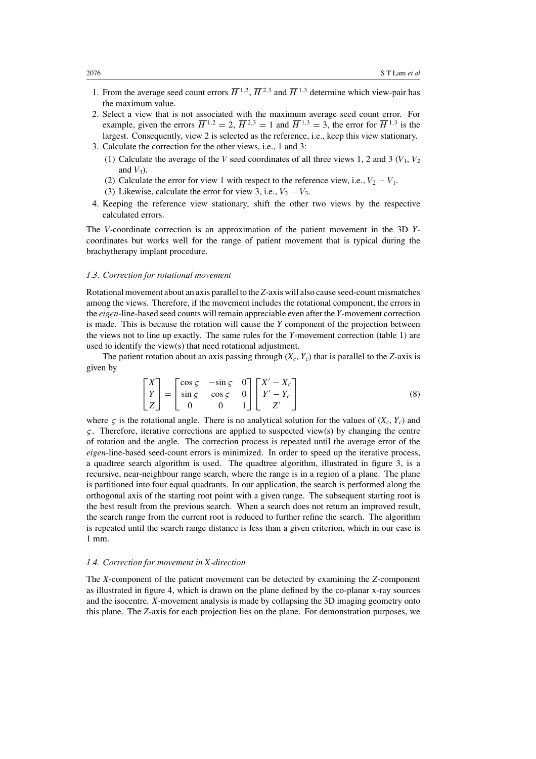1. From the average seed count errors $\overline{H}^{1,2}$, $\overline{H}^{2,3}$ and $\overline{H}^{1,3}$ determine which view-pair has the maximum value.
2. Select a view that is not associated with the maximum average seed count error. For example, given the errors $\overline{H}^{1,2} = 2$, $\overline{H}^{2,3} = 1$ and $\overline{H}^{1,3} = 3$, the error for $\overline{H}^{1,3}$ is the largest. Consequently, view 2 is selected as the reference, i.e., keep this view stationary.
3. Calculate the correction for the other views, i.e., 1 and 3:
   (1) Calculate the average of the $V$ seed coordinates of all three views 1, 2 and 3 ($V_1$, $V_2$ and $V_3$).
   (2) Calculate the error for view 1 with respect to the reference view, i.e., $V_2 - V_1$.
   (3) Likewise, calculate the error for view 3, i.e., $V_2 - V_3$.
4. Keeping the reference view stationary, shift the other two views by the respective calculated errors.

The $V$-coordinate correction is an approximation of the patient movement in the 3D $Y$-coordinates but works well for the range of patient movement that is typical during the brachytherapy implant procedure.

### *1.3. Correction for rotational movement*

Rotational movement about an axis parallel to the $Z$-axis will also cause seed-count mismatches among the views. Therefore, if the movement includes the rotational component, the errors in the *eigen*-line-based seed counts will remain appreciable even after the $Y$-movement correction is made. This is because the rotation will cause the $Y$ component of the projection between the views not to line up exactly. The same rules for the $Y$-movement correction (table 1) are used to identify the view(s) that need rotational adjustment.

The patient rotation about an axis passing through ($X_c$, $Y_c$) that is parallel to the $Z$-axis is given by

$$\begin{bmatrix} X \\ Y \\ Z \end{bmatrix} = \begin{bmatrix} \cos\varsigma & -\sin\varsigma & 0 \\ \sin\varsigma & \cos\varsigma & 0 \\ 0 & 0 & 1 \end{bmatrix} \begin{bmatrix} X' - X_c \\ Y' - Y_c \\ Z' \end{bmatrix} \tag{8}$$

where $\varsigma$ is the rotational angle. There is no analytical solution for the values of ($X_c$, $Y_c$) and $\varsigma$. Therefore, iterative corrections are applied to suspected view(s) by changing the centre of rotation and the angle. The correction process is repeated until the average error of the *eigen*-line-based seed-count errors is minimized. In order to speed up the iterative process, a quadtree search algorithm is used. The quadtree algorithm, illustrated in figure 3, is a recursive, near-neighbour range search, where the range is in a region of a plane. The plane is partitioned into four equal quadrants. In our application, the search is performed along the orthogonal axis of the starting root point with a given range. The subsequent starting root is the best result from the previous search. When a search does not return an improved result, the search range from the current root is reduced to further refine the search. The algorithm is repeated until the search range distance is less than a given criterion, which in our case is 1 mm.

### *1.4. Correction for movement in X-direction*

The $X$-component of the patient movement can be detected by examining the $Z$-component as illustrated in figure 4, which is drawn on the plane defined by the co-planar x-ray sources and the isocentre. $X$-movement analysis is made by collapsing the 3D imaging geometry onto this plane. The $Z$-axis for each projection lies on the plane. For demonstration purposes, we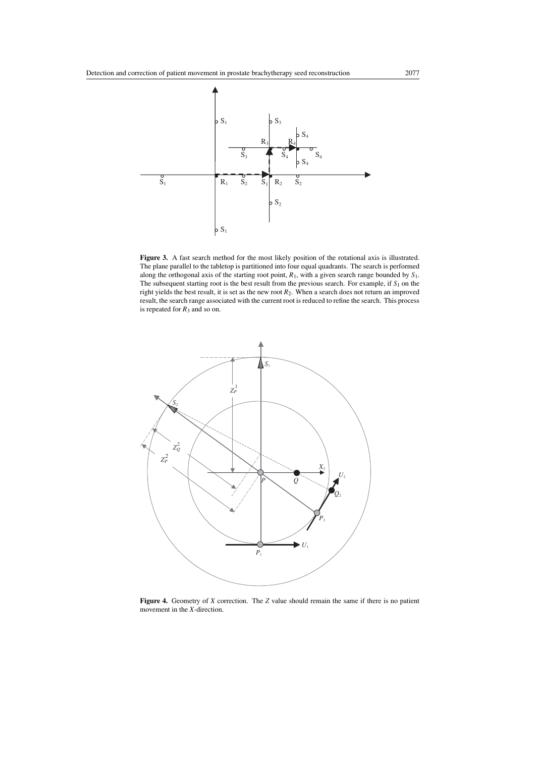**Figure 3.** A fast search method for the most likely position of the rotational axis is illustrated. The plane parallel to the tabletop is partitioned into four equal quadrants. The search is performed along the orthogonal axis of the starting root point, $R_1$, with a given search range bounded by $S_1$. The subsequent starting root is the best result from the previous search. For example, if $S_1$ on the right yields the best result, it is set as the new root $R_2$. When a search does not return an improved result, the search range associated with the current root is reduced to refine the search. This process is repeated for $R_3$ and so on.

**Figure 4.** Geometry of $X$ correction. The $Z$ value should remain the same if there is no patient movement in the $X$-direction.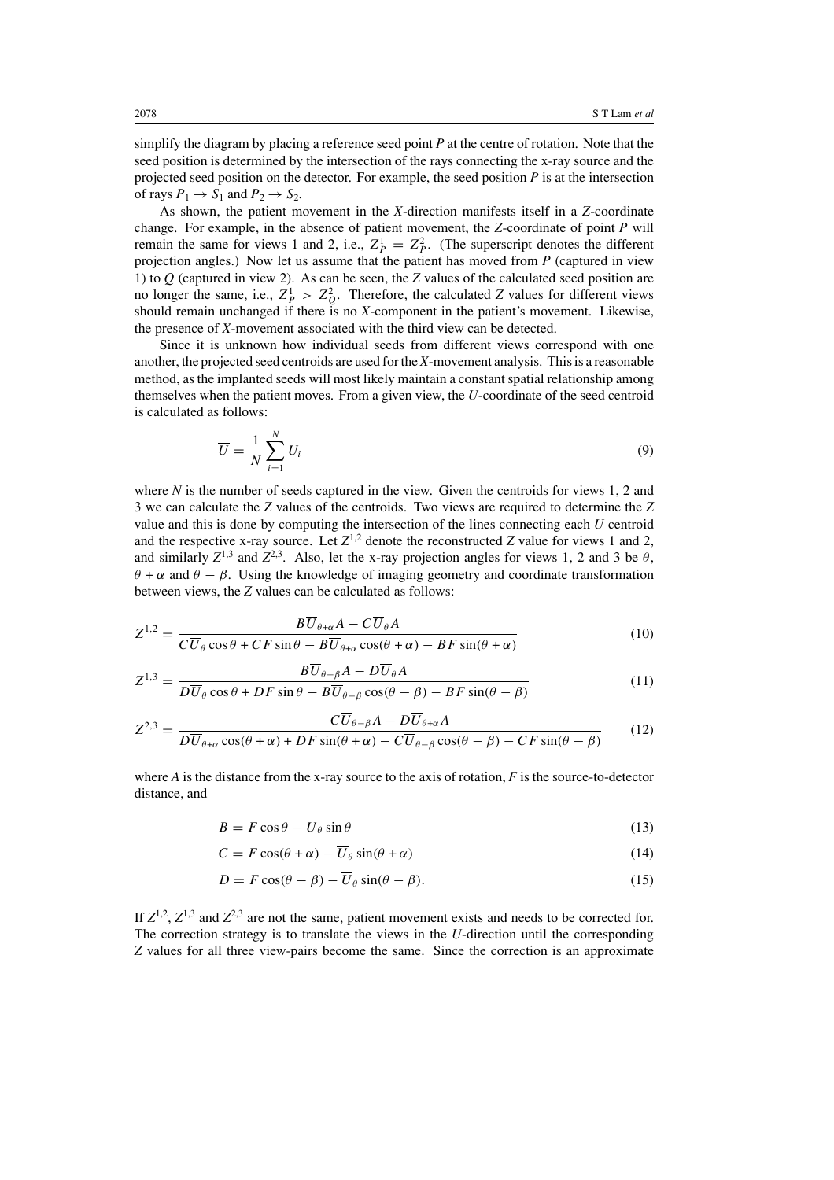simplify the diagram by placing a reference seed point $P$ at the centre of rotation. Note that the seed position is determined by the intersection of the rays connecting the x-ray source and the projected seed position on the detector. For example, the seed position $P$ is at the intersection of rays $P_1 \rightarrow S_1$ and $P_2 \rightarrow S_2$.

As shown, the patient movement in the $X$-direction manifests itself in a $Z$-coordinate change. For example, in the absence of patient movement, the $Z$-coordinate of point $P$ will remain the same for views 1 and 2, i.e., $Z_P^1 = Z_P^2$. (The superscript denotes the different projection angles.) Now let us assume that the patient has moved from $P$ (captured in view 1) to $Q$ (captured in view 2). As can be seen, the $Z$ values of the calculated seed position are no longer the same, i.e., $Z_P^1 > Z_Q^2$. Therefore, the calculated $Z$ values for different views should remain unchanged if there is no $X$-component in the patient's movement. Likewise, the presence of $X$-movement associated with the third view can be detected.

Since it is unknown how individual seeds from different views correspond with one another, the projected seed centroids are used for the $X$-movement analysis. This is a reasonable method, as the implanted seeds will most likely maintain a constant spatial relationship among themselves when the patient moves. From a given view, the $U$-coordinate of the seed centroid is calculated as follows:

$$\overline{U} = \frac{1}{N}\sum_{i=1}^{N} U_i \tag{9}$$

where $N$ is the number of seeds captured in the view. Given the centroids for views 1, 2 and 3 we can calculate the $Z$ values of the centroids. Two views are required to determine the $Z$ value and this is done by computing the intersection of the lines connecting each $U$ centroid and the respective x-ray source. Let $Z^{1,2}$ denote the reconstructed $Z$ value for views 1 and 2, and similarly $Z^{1,3}$ and $Z^{2,3}$. Also, let the x-ray projection angles for views 1, 2 and 3 be $\theta$, $\theta + \alpha$ and $\theta - \beta$. Using the knowledge of imaging geometry and coordinate transformation between views, the $Z$ values can be calculated as follows:

$$Z^{1,2} = \frac{B\overline{U}_{\theta+\alpha}A - C\overline{U}_{\theta}A}{C\overline{U}_{\theta}\cos\theta + CF\sin\theta - B\overline{U}_{\theta+\alpha}\cos(\theta+\alpha) - BF\sin(\theta+\alpha)} \tag{10}$$

$$Z^{1,3} = \frac{B\overline{U}_{\theta-\beta}A - D\overline{U}_{\theta}A}{D\overline{U}_{\theta}\cos\theta + DF\sin\theta - B\overline{U}_{\theta-\beta}\cos(\theta-\beta) - BF\sin(\theta-\beta)} \tag{11}$$

$$Z^{2,3} = \frac{C\overline{U}_{\theta-\beta}A - D\overline{U}_{\theta+\alpha}A}{D\overline{U}_{\theta+\alpha}\cos(\theta+\alpha) + DF\sin(\theta+\alpha) - C\overline{U}_{\theta-\beta}\cos(\theta-\beta) - CF\sin(\theta-\beta)} \tag{12}$$

where $A$ is the distance from the x-ray source to the axis of rotation, $F$ is the source-to-detector distance, and

$$B = F\cos\theta - \overline{U}_{\theta}\sin\theta \tag{13}$$

$$C = F\cos(\theta+\alpha) - \overline{U}_{\theta}\sin(\theta+\alpha) \tag{14}$$

$$D = F\cos(\theta-\beta) - \overline{U}_{\theta}\sin(\theta-\beta). \tag{15}$$

If $Z^{1,2}$, $Z^{1,3}$ and $Z^{2,3}$ are not the same, patient movement exists and needs to be corrected for. The correction strategy is to translate the views in the $U$-direction until the corresponding $Z$ values for all three view-pairs become the same. Since the correction is an approximate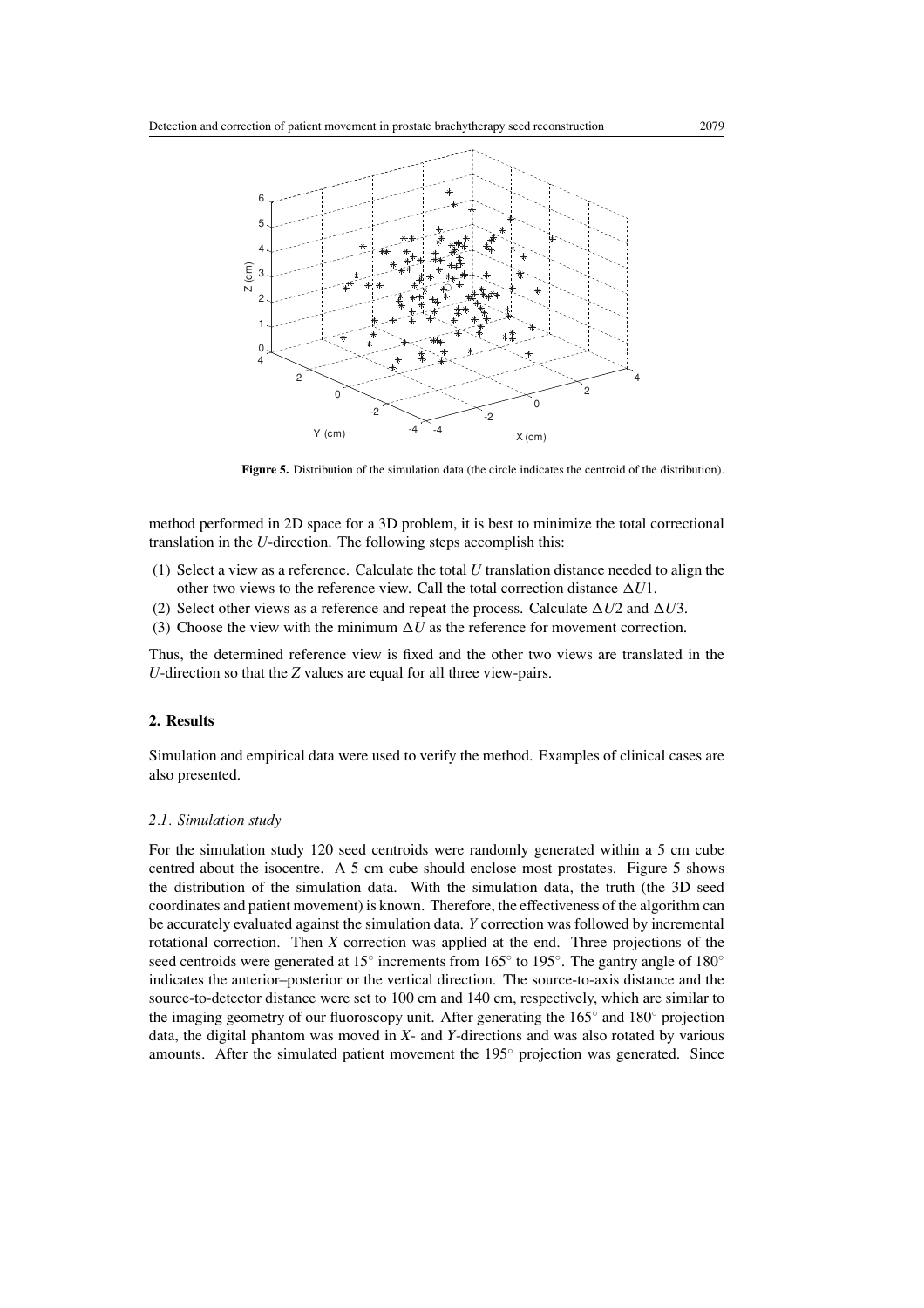**Figure 5.** Distribution of the simulation data (the circle indicates the centroid of the distribution).

method performed in 2D space for a 3D problem, it is best to minimize the total correctional translation in the $U$-direction. The following steps accomplish this:

(1) Select a view as a reference. Calculate the total $U$ translation distance needed to align the other two views to the reference view. Call the total correction distance $\Delta U1$.
(2) Select other views as a reference and repeat the process. Calculate $\Delta U2$ and $\Delta U3$.
(3) Choose the view with the minimum $\Delta U$ as the reference for movement correction.

Thus, the determined reference view is fixed and the other two views are translated in the $U$-direction so that the $Z$ values are equal for all three view-pairs.

## 2. Results

Simulation and empirical data were used to verify the method. Examples of clinical cases are also presented.

### 2.1. Simulation study

For the simulation study 120 seed centroids were randomly generated within a 5 cm cube centred about the isocentre. A 5 cm cube should enclose most prostates. Figure 5 shows the distribution of the simulation data. With the simulation data, the truth (the 3D seed coordinates and patient movement) is known. Therefore, the effectiveness of the algorithm can be accurately evaluated against the simulation data. $Y$ correction was followed by incremental rotational correction. Then $X$ correction was applied at the end. Three projections of the seed centroids were generated at 15° increments from 165° to 195°. The gantry angle of 180° indicates the anterior–posterior or the vertical direction. The source-to-axis distance and the source-to-detector distance were set to 100 cm and 140 cm, respectively, which are similar to the imaging geometry of our fluoroscopy unit. After generating the 165° and 180° projection data, the digital phantom was moved in $X$- and $Y$-directions and was also rotated by various amounts. After the simulated patient movement the 195° projection was generated. Since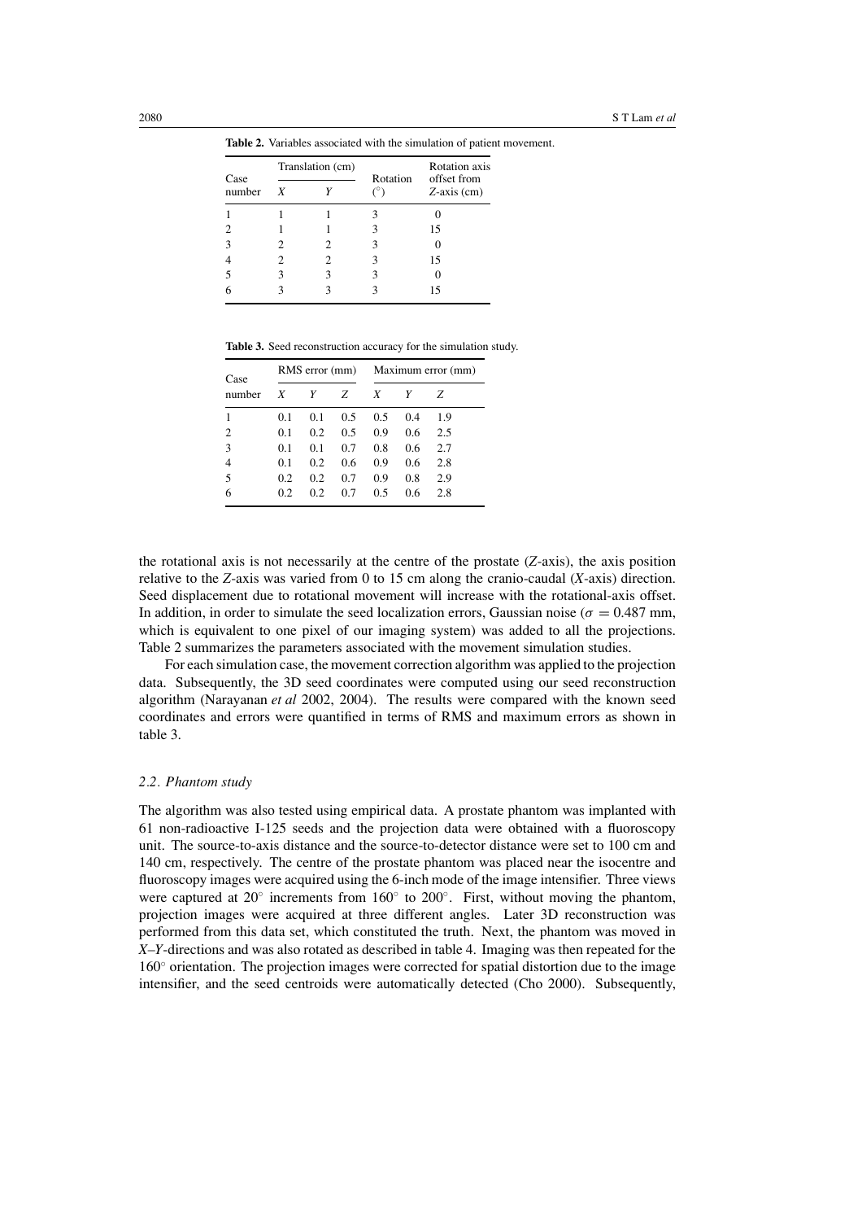**Table 2.** Variables associated with the simulation of patient movement.

| Case number | Translation (cm) | | Rotation (°) | Rotation axis offset from $Z$-axis (cm) |
|---|---|---|---|---|
| | $X$ | $Y$ | | |
| 1 | 1 | 1 | 3 | 0 |
| 2 | 1 | 1 | 3 | 15 |
| 3 | 2 | 2 | 3 | 0 |
| 4 | 2 | 2 | 3 | 15 |
| 5 | 3 | 3 | 3 | 0 |
| 6 | 3 | 3 | 3 | 15 |

**Table 3.** Seed reconstruction accuracy for the simulation study.

| Case number | RMS error (mm) | | | Maximum error (mm) | | |
|---|---|---|---|---|---|---|
| | $X$ | $Y$ | $Z$ | $X$ | $Y$ | $Z$ |
| 1 | 0.1 | 0.1 | 0.5 | 0.5 | 0.4 | 1.9 |
| 2 | 0.1 | 0.2 | 0.5 | 0.9 | 0.6 | 2.5 |
| 3 | 0.1 | 0.1 | 0.7 | 0.8 | 0.6 | 2.7 |
| 4 | 0.1 | 0.2 | 0.6 | 0.9 | 0.6 | 2.8 |
| 5 | 0.2 | 0.2 | 0.7 | 0.9 | 0.8 | 2.9 |
| 6 | 0.2 | 0.2 | 0.7 | 0.5 | 0.6 | 2.8 |

the rotational axis is not necessarily at the centre of the prostate ($Z$-axis), the axis position relative to the $Z$-axis was varied from 0 to 15 cm along the cranio-caudal ($X$-axis) direction. Seed displacement due to rotational movement will increase with the rotational-axis offset. In addition, in order to simulate the seed localization errors, Gaussian noise ($\sigma = 0.487$ mm, which is equivalent to one pixel of our imaging system) was added to all the projections. Table 2 summarizes the parameters associated with the movement simulation studies.

For each simulation case, the movement correction algorithm was applied to the projection data. Subsequently, the 3D seed coordinates were computed using our seed reconstruction algorithm (Narayanan *et al* 2002, 2004). The results were compared with the known seed coordinates and errors were quantified in terms of RMS and maximum errors as shown in table 3.

### 2.2. Phantom study

The algorithm was also tested using empirical data. A prostate phantom was implanted with 61 non-radioactive I-125 seeds and the projection data were obtained with a fluoroscopy unit. The source-to-axis distance and the source-to-detector distance were set to 100 cm and 140 cm, respectively. The centre of the prostate phantom was placed near the isocentre and fluoroscopy images were acquired using the 6-inch mode of the image intensifier. Three views were captured at 20° increments from 160° to 200°. First, without moving the phantom, projection images were acquired at three different angles. Later 3D reconstruction was performed from this data set, which constituted the truth. Next, the phantom was moved in $X$–$Y$-directions and was also rotated as described in table 4. Imaging was then repeated for the 160° orientation. The projection images were corrected for spatial distortion due to the image intensifier, and the seed centroids were automatically detected (Cho 2000). Subsequently,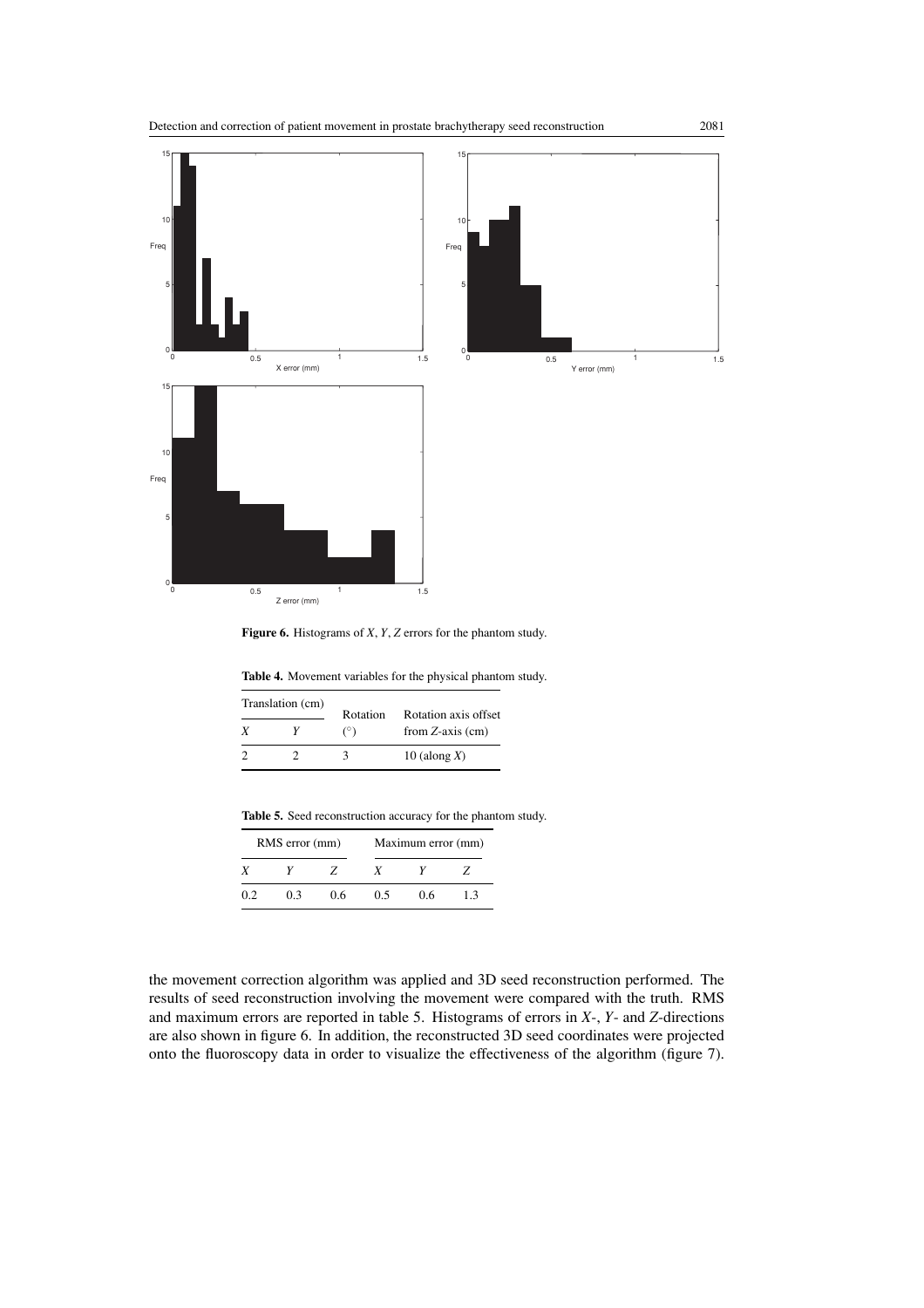Figure 6. Histograms of $X$, $Y$, $Z$ errors for the phantom study.

**Table 4.** Movement variables for the physical phantom study.

| Translation (cm) | | Rotation | Rotation axis offset |
|---|---|---|---|
| $X$ | $Y$ | (°) | from $Z$-axis (cm) |
| 2 | 2 | 3 | 10 (along $X$) |

**Table 5.** Seed reconstruction accuracy for the phantom study.

| RMS error (mm) | | | Maximum error (mm) | | |
|---|---|---|---|---|---|
| $X$ | $Y$ | $Z$ | $X$ | $Y$ | $Z$ |
| 0.2 | 0.3 | 0.6 | 0.5 | 0.6 | 1.3 |

the movement correction algorithm was applied and 3D seed reconstruction performed. The results of seed reconstruction involving the movement were compared with the truth. RMS and maximum errors are reported in table 5. Histograms of errors in $X$-, $Y$- and $Z$-directions are also shown in figure 6. In addition, the reconstructed 3D seed coordinates were projected onto the fluoroscopy data in order to visualize the effectiveness of the algorithm (figure 7).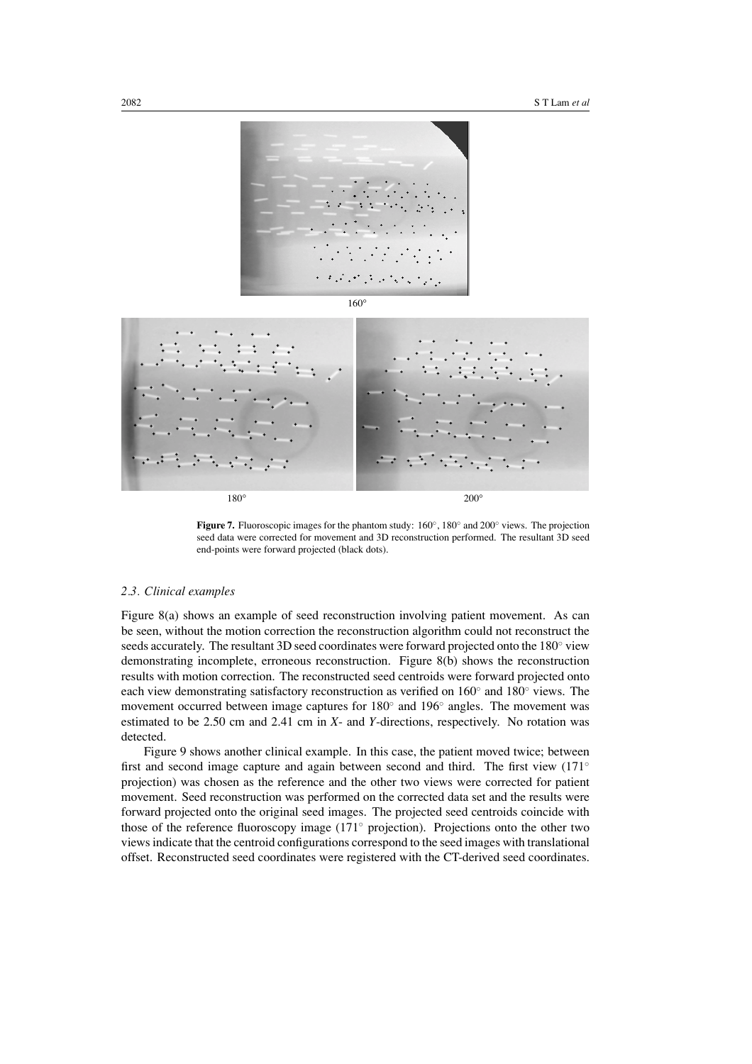160°

180°

200°

**Figure 7.** Fluoroscopic images for the phantom study: 160°, 180° and 200° views. The projection seed data were corrected for movement and 3D reconstruction performed. The resultant 3D seed end-points were forward projected (black dots).

### *2.3. Clinical examples*

Figure 8(a) shows an example of seed reconstruction involving patient movement. As can be seen, without the motion correction the reconstruction algorithm could not reconstruct the seeds accurately. The resultant 3D seed coordinates were forward projected onto the 180° view demonstrating incomplete, erroneous reconstruction. Figure 8(b) shows the reconstruction results with motion correction. The reconstructed seed centroids were forward projected onto each view demonstrating satisfactory reconstruction as verified on 160° and 180° views. The movement occurred between image captures for 180° and 196° angles. The movement was estimated to be 2.50 cm and 2.41 cm in *X*- and *Y*-directions, respectively. No rotation was detected.

Figure 9 shows another clinical example. In this case, the patient moved twice; between first and second image capture and again between second and third. The first view (171° projection) was chosen as the reference and the other two views were corrected for patient movement. Seed reconstruction was performed on the corrected data set and the results were forward projected onto the original seed images. The projected seed centroids coincide with those of the reference fluoroscopy image (171° projection). Projections onto the other two views indicate that the centroid configurations correspond to the seed images with translational offset. Reconstructed seed coordinates were registered with the CT-derived seed coordinates.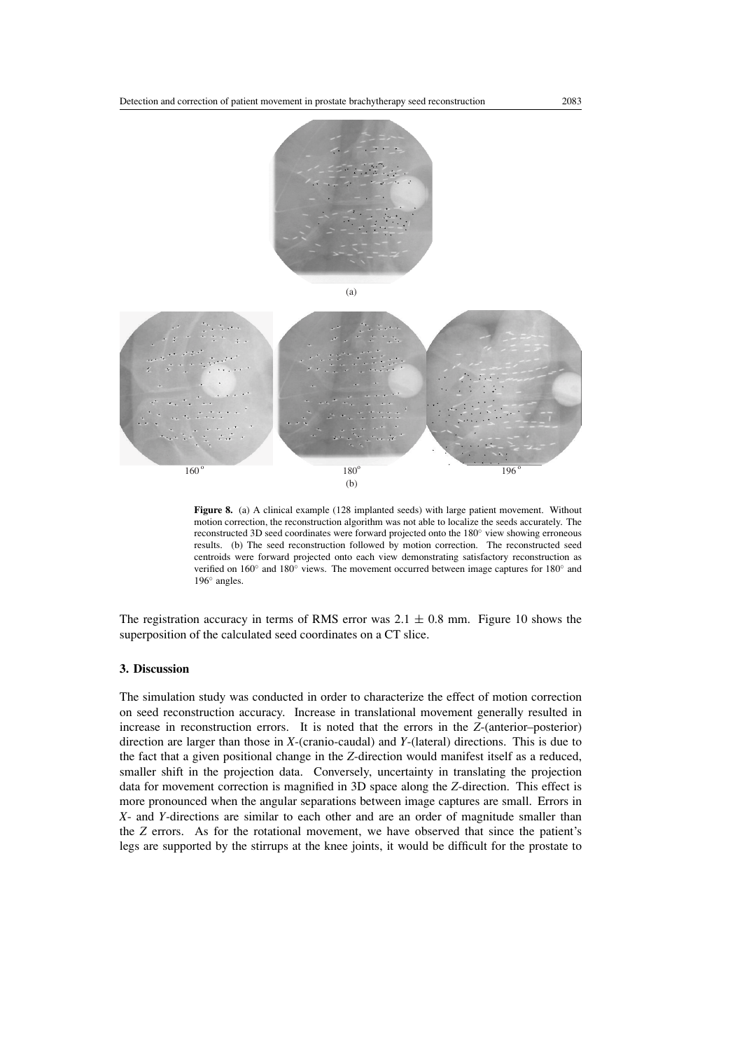(a)

160° 180° 196°

(b)

**Figure 8.** (a) A clinical example (128 implanted seeds) with large patient movement. Without motion correction, the reconstruction algorithm was not able to localize the seeds accurately. The reconstructed 3D seed coordinates were forward projected onto the 180° view showing erroneous results. (b) The seed reconstruction followed by motion correction. The reconstructed seed centroids were forward projected onto each view demonstrating satisfactory reconstruction as verified on 160° and 180° views. The movement occurred between image captures for 180° and 196° angles.

The registration accuracy in terms of RMS error was $2.1 \pm 0.8$ mm. Figure 10 shows the superposition of the calculated seed coordinates on a CT slice.

## 3. Discussion

The simulation study was conducted in order to characterize the effect of motion correction on seed reconstruction accuracy. Increase in translational movement generally resulted in increase in reconstruction errors. It is noted that the errors in the $Z$-(anterior–posterior) direction are larger than those in $X$-(cranio-caudal) and $Y$-(lateral) directions. This is due to the fact that a given positional change in the $Z$-direction would manifest itself as a reduced, smaller shift in the projection data. Conversely, uncertainty in translating the projection data for movement correction is magnified in 3D space along the $Z$-direction. This effect is more pronounced when the angular separations between image captures are small. Errors in $X$- and $Y$-directions are similar to each other and are an order of magnitude smaller than the $Z$ errors. As for the rotational movement, we have observed that since the patient's legs are supported by the stirrups at the knee joints, it would be difficult for the prostate to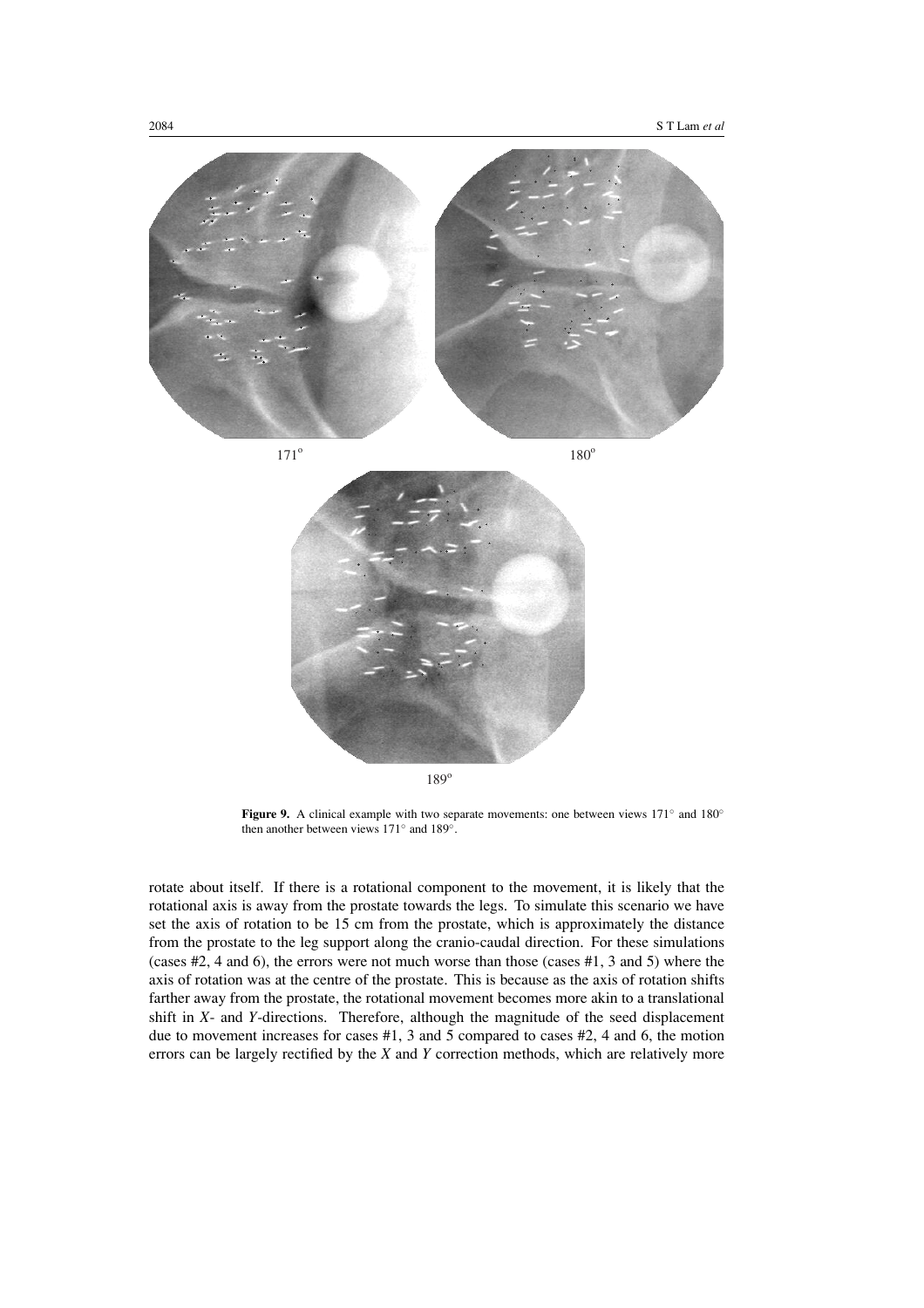171°

180°

189°

**Figure 9.** A clinical example with two separate movements: one between views 171° and 180° then another between views 171° and 189°.

rotate about itself. If there is a rotational component to the movement, it is likely that the rotational axis is away from the prostate towards the legs. To simulate this scenario we have set the axis of rotation to be 15 cm from the prostate, which is approximately the distance from the prostate to the leg support along the cranio-caudal direction. For these simulations (cases #2, 4 and 6), the errors were not much worse than those (cases #1, 3 and 5) where the axis of rotation was at the centre of the prostate. This is because as the axis of rotation shifts farther away from the prostate, the rotational movement becomes more akin to a translational shift in *X*- and *Y*-directions. Therefore, although the magnitude of the seed displacement due to movement increases for cases #1, 3 and 5 compared to cases #2, 4 and 6, the motion errors can be largely rectified by the *X* and *Y* correction methods, which are relatively more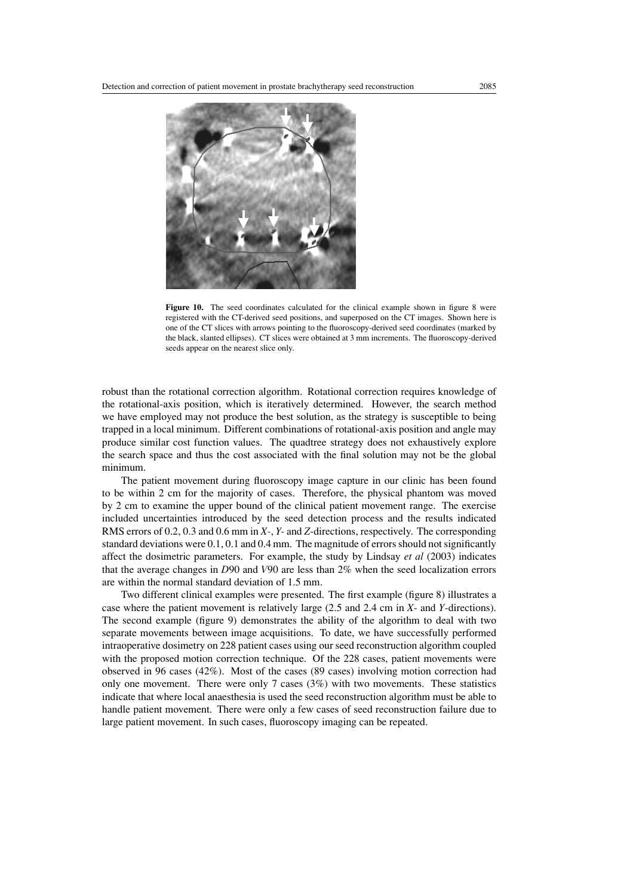**Figure 10.** The seed coordinates calculated for the clinical example shown in figure 8 were registered with the CT-derived seed positions, and superposed on the CT images. Shown here is one of the CT slices with arrows pointing to the fluoroscopy-derived seed coordinates (marked by the black, slanted ellipses). CT slices were obtained at 3 mm increments. The fluoroscopy-derived seeds appear on the nearest slice only.

robust than the rotational correction algorithm. Rotational correction requires knowledge of the rotational-axis position, which is iteratively determined. However, the search method we have employed may not produce the best solution, as the strategy is susceptible to being trapped in a local minimum. Different combinations of rotational-axis position and angle may produce similar cost function values. The quadtree strategy does not exhaustively explore the search space and thus the cost associated with the final solution may not be the global minimum.

The patient movement during fluoroscopy image capture in our clinic has been found to be within 2 cm for the majority of cases. Therefore, the physical phantom was moved by 2 cm to examine the upper bound of the clinical patient movement range. The exercise included uncertainties introduced by the seed detection process and the results indicated RMS errors of 0.2, 0.3 and 0.6 mm in $X$-, $Y$- and $Z$-directions, respectively. The corresponding standard deviations were 0.1, 0.1 and 0.4 mm. The magnitude of errors should not significantly affect the dosimetric parameters. For example, the study by Lindsay *et al* (2003) indicates that the average changes in $D90$ and $V90$ are less than 2% when the seed localization errors are within the normal standard deviation of 1.5 mm.

Two different clinical examples were presented. The first example (figure 8) illustrates a case where the patient movement is relatively large (2.5 and 2.4 cm in $X$- and $Y$-directions). The second example (figure 9) demonstrates the ability of the algorithm to deal with two separate movements between image acquisitions. To date, we have successfully performed intraoperative dosimetry on 228 patient cases using our seed reconstruction algorithm coupled with the proposed motion correction technique. Of the 228 cases, patient movements were observed in 96 cases (42%). Most of the cases (89 cases) involving motion correction had only one movement. There were only 7 cases (3%) with two movements. These statistics indicate that where local anaesthesia is used the seed reconstruction algorithm must be able to handle patient movement. There were only a few cases of seed reconstruction failure due to large patient movement. In such cases, fluoroscopy imaging can be repeated.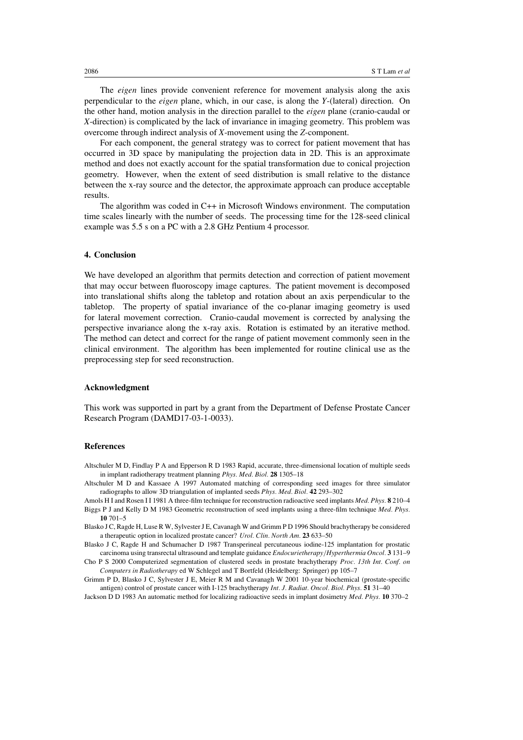The *eigen* lines provide convenient reference for movement analysis along the axis perpendicular to the *eigen* plane, which, in our case, is along the *Y*-(lateral) direction. On the other hand, motion analysis in the direction parallel to the *eigen* plane (cranio-caudal or *X*-direction) is complicated by the lack of invariance in imaging geometry. This problem was overcome through indirect analysis of *X*-movement using the *Z*-component.

For each component, the general strategy was to correct for patient movement that has occurred in 3D space by manipulating the projection data in 2D. This is an approximate method and does not exactly account for the spatial transformation due to conical projection geometry. However, when the extent of seed distribution is small relative to the distance between the x-ray source and the detector, the approximate approach can produce acceptable results.

The algorithm was coded in C++ in Microsoft Windows environment. The computation time scales linearly with the number of seeds. The processing time for the 128-seed clinical example was 5.5 s on a PC with a 2.8 GHz Pentium 4 processor.

## 4. Conclusion

We have developed an algorithm that permits detection and correction of patient movement that may occur between fluoroscopy image captures. The patient movement is decomposed into translational shifts along the tabletop and rotation about an axis perpendicular to the tabletop. The property of spatial invariance of the co-planar imaging geometry is used for lateral movement correction. Cranio-caudal movement is corrected by analysing the perspective invariance along the x-ray axis. Rotation is estimated by an iterative method. The method can detect and correct for the range of patient movement commonly seen in the clinical environment. The algorithm has been implemented for routine clinical use as the preprocessing step for seed reconstruction.

## Acknowledgment

This work was supported in part by a grant from the Department of Defense Prostate Cancer Research Program (DAMD17-03-1-0033).

## References

Altschuler M D, Findlay P A and Epperson R D 1983 Rapid, accurate, three-dimensional location of multiple seeds in implant radiotherapy treatment planning *Phys. Med. Biol.* **28** 1305–18

Altschuler M D and Kassaee A 1997 Automated matching of corresponding seed images for three simulator radiographs to allow 3D triangulation of implanted seeds *Phys. Med. Biol.* **42** 293–302

Amols H I and Rosen I I 1981 A three-film technique for reconstruction radioactive seed implants *Med. Phys.* **8** 210–4

Biggs P J and Kelly D M 1983 Geometric reconstruction of seed implants using a three-film technique *Med. Phys.* **10** 701–5

Blasko J C, Ragde H, Luse R W, Sylvester J E, Cavanagh W and Grimm P D 1996 Should brachytherapy be considered a therapeutic option in localized prostate cancer? *Urol. Clin. North Am.* **23** 633–50

Blasko J C, Ragde H and Schumacher D 1987 Transperineal percutaneous iodine-125 implantation for prostatic carcinoma using transrectal ultrasound and template guidance *Endocurietherapy/Hyperthermia Oncol.* **3** 131–9

Cho P S 2000 Computerized segmentation of clustered seeds in prostate brachytherapy *Proc. 13th Int. Conf. on Computers in Radiotherapy* ed W Schlegel and T Bortfeld (Heidelberg: Springer) pp 105–7

Grimm P D, Blasko J C, Sylvester J E, Meier R M and Cavanagh W 2001 10-year biochemical (prostate-specific antigen) control of prostate cancer with I-125 brachytherapy *Int. J. Radiat. Oncol. Biol. Phys.* **51** 31–40

Jackson D D 1983 An automatic method for localizing radioactive seeds in implant dosimetry *Med. Phys.* **10** 370–2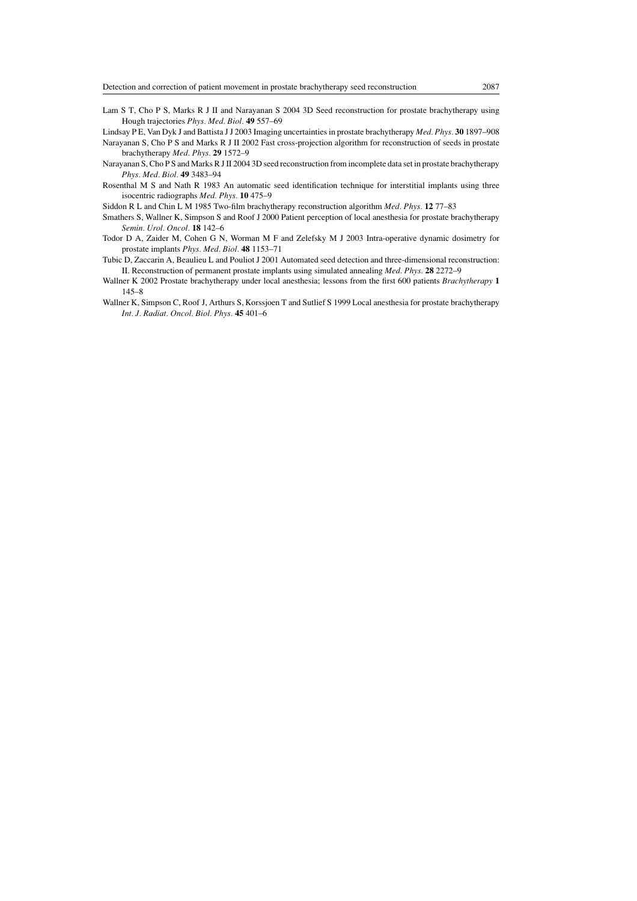Lam S T, Cho P S, Marks R J II and Narayanan S 2004 3D Seed reconstruction for prostate brachytherapy using Hough trajectories *Phys. Med. Biol.* **49** 557–69

Lindsay P E, Van Dyk J J and Battista J J 2003 Imaging uncertainties in prostate brachytherapy *Med. Phys.* **30** 1897–908

Narayanan S, Cho P S and Marks R J II 2002 Fast cross-projection algorithm for reconstruction of seeds in prostate brachytherapy *Med. Phys.* **29** 1572–9

Narayanan S, Cho P S and Marks R J II 2004 3D seed reconstruction from incomplete data set in prostate brachytherapy *Phys. Med. Biol.* **49** 3483–94

Rosenthal M S and Nath R 1983 An automatic seed identification technique for interstitial implants using three isocentric radiographs *Med. Phys.* **10** 475–9

Siddon R L and Chin L M 1985 Two-film brachytherapy reconstruction algorithm *Med. Phys.* **12** 77–83

Smathers S, Wallner K, Simpson S and Roof J 2000 Patient perception of local anesthesia for prostate brachytherapy *Semin. Urol. Oncol.* **18** 142–6

Todor D A, Zaider M, Cohen G N, Worman M F and Zelefsky M J 2003 Intra-operative dynamic dosimetry for prostate implants *Phys. Med. Biol.* **48** 1153–71

Tubic D, Zaccarin A, Beaulieu L and Pouliot J 2001 Automated seed detection and three-dimensional reconstruction: II. Reconstruction of permanent prostate implants using simulated annealing *Med. Phys.* **28** 2272–9

Wallner K 2002 Prostate brachytherapy under local anesthesia; lessons from the first 600 patients *Brachytherapy* **1** 145–8

Wallner K, Simpson C, Roof J, Arthurs S, Korssjoen T and Sutlief S 1999 Local anesthesia for prostate brachytherapy *Int. J. Radiat. Oncol. Biol. Phys.* **45** 401–6